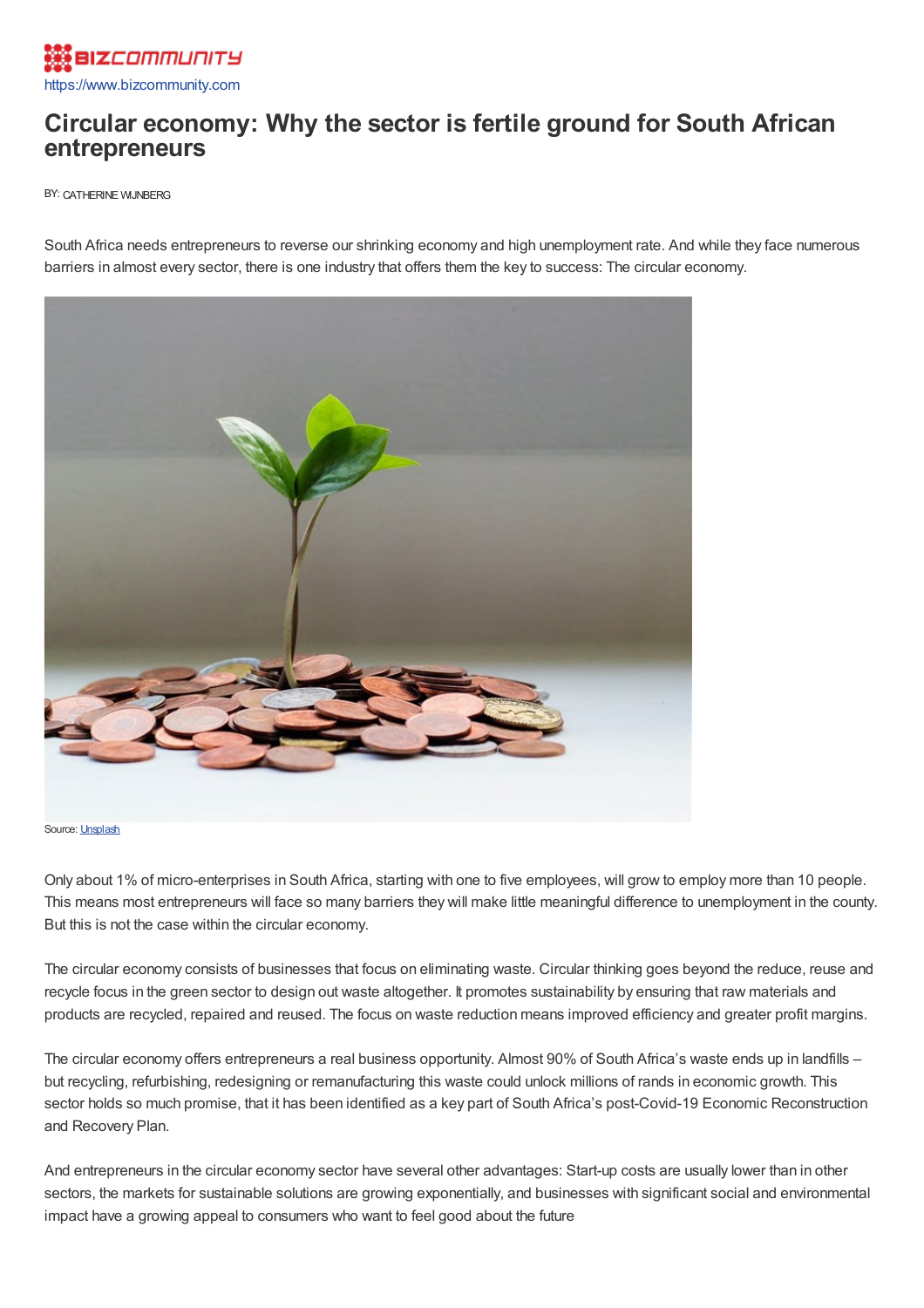# Circular economy: Why the sector is fertile ground for South African entrepreneurs

BY: CATHERINE WIJNBERG

South Africa needs entrepreneurs to reverse our shrinking economy and high unemployment rate. And while they face numerous barriers in almost every sector, there is one industry that offers them the key to success: The circular economy.

Source: Unsplash

Only about 1% of micro-enterprises in South Africa, starting with one to five employees, will grow to employ more than 10 people. This means most entrepreneurs will face so many barriers they will make little meaningful difference to unemployment in the county. But this is not the case within the circular economy.

The circular economy consists of businesses that focus on eliminating waste. Circular thinking goes beyond the reduce, reuse and recycle focus in the green sector to design out waste altogether. It promotes sustainability by ensuring that raw materials and products are recycled, repaired and reused. The focus on waste reduction means improved efficiency and greater profit margins.

The circular economy offers entrepreneurs a real business opportunity. Almost 90% of South Africa's waste ends up in landfills – but recycling, refurbishing, redesigning or remanufacturing this waste could unlock millions of rands in economic growth. This sector holds so much promise, that it has been identified as a key part of South Africa's post-Covid-19 Economic Reconstruction and Recovery Plan.

And entrepreneurs in the circular economy sector have several other advantages: Start-up costs are usually lower than in other sectors, the markets for sustainable solutions are growing exponentially, and businesses with significant social and environmental impact have a growing appeal to consumers who want to feel good about the future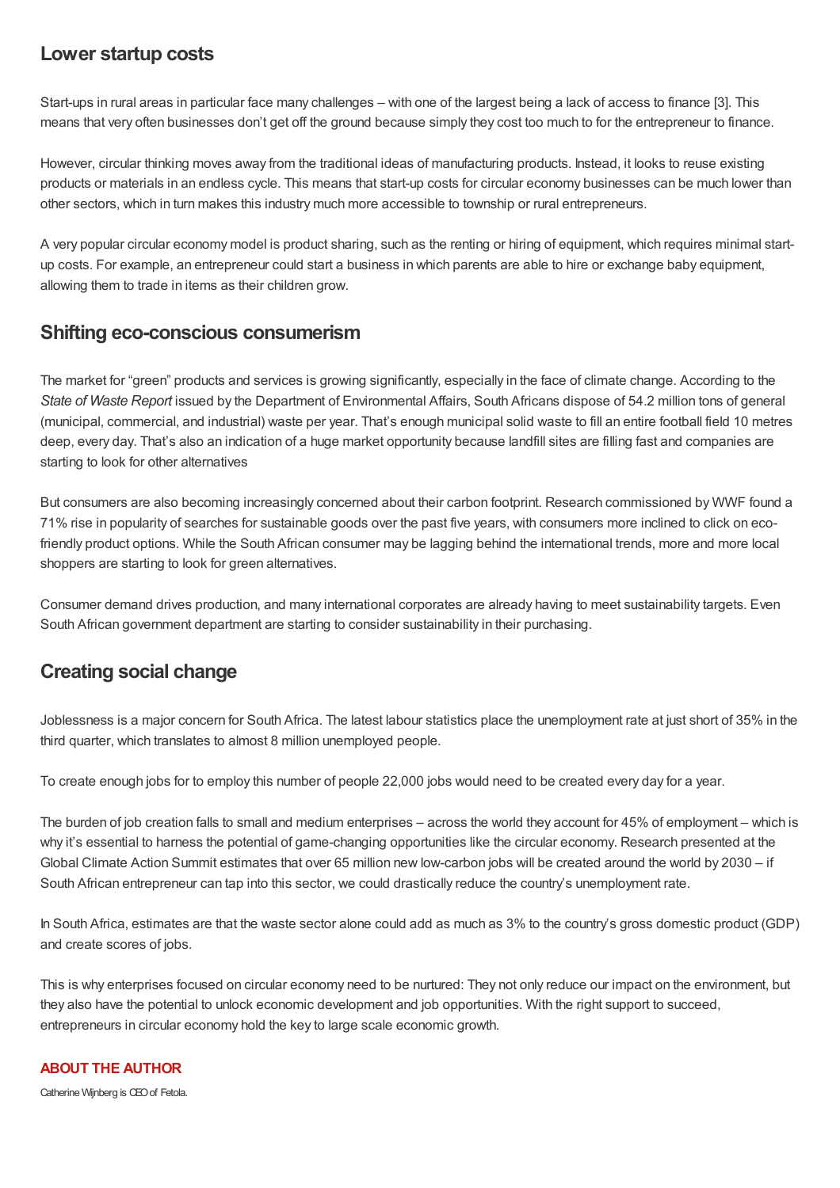## Lower startup costs

Start-ups in rural areas in particular face many challenges – with one of the largest being a lack of access to finance [3]. This means that very often businesses don't get off the ground because simply they cost too much to for the entrepreneur to finance.

However, circular thinking moves away from the traditional ideas of manufacturing products. Instead, it looks to reuse existing products or materials in an endless cycle. This means that start-up costs for circular economy businesses can be much lower than other sectors, which in turn makes this industry much more accessible to township or rural entrepreneurs.

A very popular circular economy model is product sharing, such as the renting or hiring of equipment, which requires minimal start-up costs. For example, an entrepreneur could start a business in which parents are able to hire or exchange baby equipment, allowing them to trade in items as their children grow.

## Shifting eco-conscious consumerism

The market for "green" products and services is growing significantly, especially in the face of climate change. According to the *State of Waste Report* issued by the Department of Environmental Affairs, South Africans dispose of 54.2 million tons of general (municipal, commercial, and industrial) waste per year. That's enough municipal solid waste to fill an entire football field 10 metres deep, every day. That's also an indication of a huge market opportunity because landfill sites are filling fast and companies are starting to look for other alternatives

But consumers are also becoming increasingly concerned about their carbon footprint. Research commissioned by WWF found a 71% rise in popularity of searches for sustainable goods over the past five years, with consumers more inclined to click on eco-friendly product options. While the South African consumer may be lagging behind the international trends, more and more local shoppers are starting to look for green alternatives.

Consumer demand drives production, and many international corporates are already having to meet sustainability targets. Even South African government department are starting to consider sustainability in their purchasing.

## Creating social change

Joblessness is a major concern for South Africa. The latest labour statistics place the unemployment rate at just short of 35% in the third quarter, which translates to almost 8 million unemployed people.

To create enough jobs for to employ this number of people 22,000 jobs would need to be created every day for a year.

The burden of job creation falls to small and medium enterprises – across the world they account for 45% of employment – which is why it's essential to harness the potential of game-changing opportunities like the circular economy. Research presented at the Global Climate Action Summit estimates that over 65 million new low-carbon jobs will be created around the world by 2030 – if South African entrepreneur can tap into this sector, we could drastically reduce the country's unemployment rate.

In South Africa, estimates are that the waste sector alone could add as much as 3% to the country's gross domestic product (GDP) and create scores of jobs.

This is why enterprises focused on circular economy need to be nurtured: They not only reduce our impact on the environment, but they also have the potential to unlock economic development and job opportunities. With the right support to succeed, entrepreneurs in circular economy hold the key to large scale economic growth.

**ABOUT THE AUTHOR**

Catherine Wijnberg is CEO of Fetola.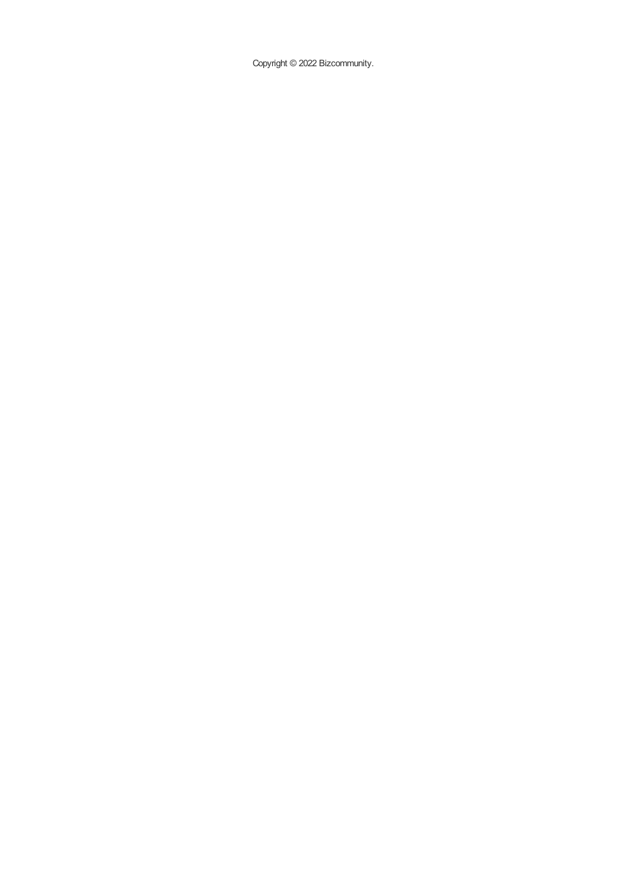Copyright © 2022 Bizcommunity.